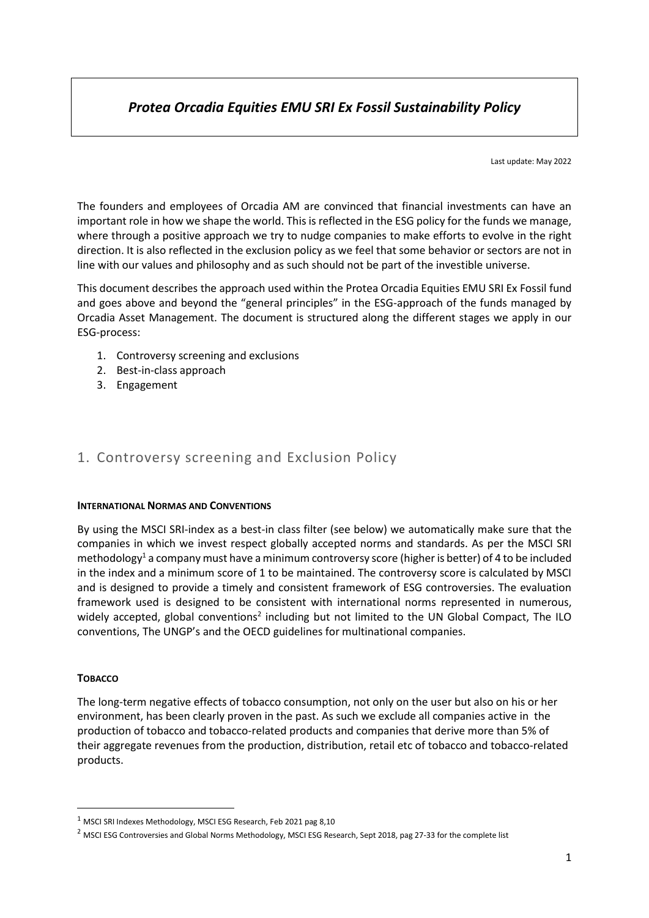# *Protea Orcadia Equities EMU SRI Ex Fossil Sustainability Policy*

Last update: May 2022

The founders and employees of Orcadia AM are convinced that financial investments can have an important role in how we shape the world. This is reflected in the ESG policy for the funds we manage, where through a positive approach we try to nudge companies to make efforts to evolve in the right direction. It is also reflected in the exclusion policy as we feel that some behavior or sectors are not in line with our values and philosophy and as such should not be part of the investible universe.

This document describes the approach used within the Protea Orcadia Equities EMU SRI Ex Fossil fund and goes above and beyond the "general principles" in the ESG-approach of the funds managed by Orcadia Asset Management. The document is structured along the different stages we apply in our ESG-process:

1. Controversy screening and exclusions
2. Best-in-class approach
3. Engagement

## 1. Controversy screening and Exclusion Policy

**INTERNATIONAL NORMAS AND CONVENTIONS**

By using the MSCI SRI-index as a best-in class filter (see below) we automatically make sure that the companies in which we invest respect globally accepted norms and standards. As per the MSCI SRI methodology[1] a company must have a minimum controversy score (higher is better) of 4 to be included in the index and a minimum score of 1 to be maintained. The controversy score is calculated by MSCI and is designed to provide a timely and consistent framework of ESG controversies. The evaluation framework used is designed to be consistent with international norms represented in numerous, widely accepted, global conventions[2] including but not limited to the UN Global Compact, The ILO conventions, The UNGP's and the OECD guidelines for multinational companies.

**TOBACCO**

The long-term negative effects of tobacco consumption, not only on the user but also on his or her environment, has been clearly proven in the past. As such we exclude all companies active in the production of tobacco and tobacco-related products and companies that derive more than 5% of their aggregate revenues from the production, distribution, retail etc of tobacco and tobacco-related products.

[1] MSCI SRI Indexes Methodology, MSCI ESG Research, Feb 2021 pag 8,10

[2] MSCI ESG Controversies and Global Norms Methodology, MSCI ESG Research, Sept 2018, pag 27-33 for the complete list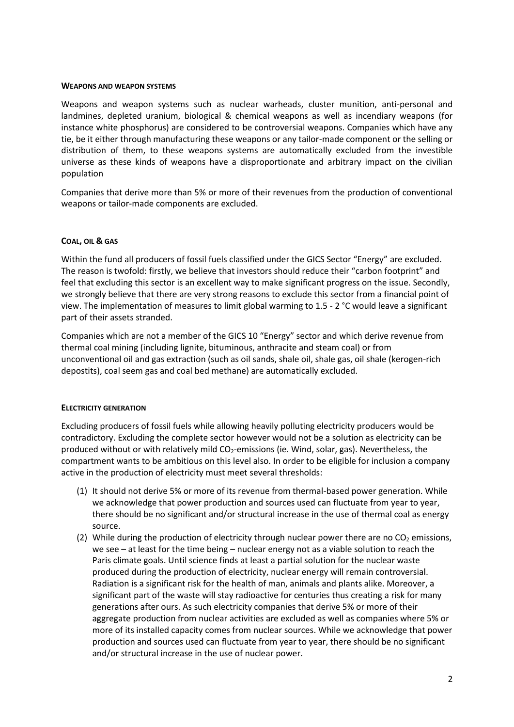#### WEAPONS AND WEAPON SYSTEMS

Weapons and weapon systems such as nuclear warheads, cluster munition, anti-personal and landmines, depleted uranium, biological & chemical weapons as well as incendiary weapons (for instance white phosphorus) are considered to be controversial weapons. Companies which have any tie, be it either through manufacturing these weapons or any tailor-made component or the selling or distribution of them, to these weapons systems are automatically excluded from the investible universe as these kinds of weapons have a disproportionate and arbitrary impact on the civilian population

Companies that derive more than 5% or more of their revenues from the production of conventional weapons or tailor-made components are excluded.

#### COAL, OIL & GAS

Within the fund all producers of fossil fuels classified under the GICS Sector "Energy" are excluded. The reason is twofold: firstly, we believe that investors should reduce their "carbon footprint" and feel that excluding this sector is an excellent way to make significant progress on the issue. Secondly, we strongly believe that there are very strong reasons to exclude this sector from a financial point of view. The implementation of measures to limit global warming to 1.5 - 2 °C would leave a significant part of their assets stranded.

Companies which are not a member of the GICS 10 "Energy" sector and which derive revenue from thermal coal mining (including lignite, bituminous, anthracite and steam coal) or from unconventional oil and gas extraction (such as oil sands, shale oil, shale gas, oil shale (kerogen-rich depostits), coal seem gas and coal bed methane) are automatically excluded.

#### ELECTRICITY GENERATION

Excluding producers of fossil fuels while allowing heavily polluting electricity producers would be contradictory. Excluding the complete sector however would not be a solution as electricity can be produced without or with relatively mild $CO_2$-emissions (ie. Wind, solar, gas). Nevertheless, the compartment wants to be ambitious on this level also. In order to be eligible for inclusion a company active in the production of electricity must meet several thresholds:

1. It should not derive 5% or more of its revenue from thermal-based power generation. While we acknowledge that power production and sources used can fluctuate from year to year, there should be no significant and/or structural increase in the use of thermal coal as energy source.
2. While during the production of electricity through nuclear power there are no $CO_2$ emissions, we see – at least for the time being – nuclear energy not as a viable solution to reach the Paris climate goals. Until science finds at least a partial solution for the nuclear waste produced during the production of electricity, nuclear energy will remain controversial. Radiation is a significant risk for the health of man, animals and plants alike. Moreover, a significant part of the waste will stay radioactive for centuries thus creating a risk for many generations after ours. As such electricity companies that derive 5% or more of their aggregate production from nuclear activities are excluded as well as companies where 5% or more of its installed capacity comes from nuclear sources. While we acknowledge that power production and sources used can fluctuate from year to year, there should be no significant and/or structural increase in the use of nuclear power.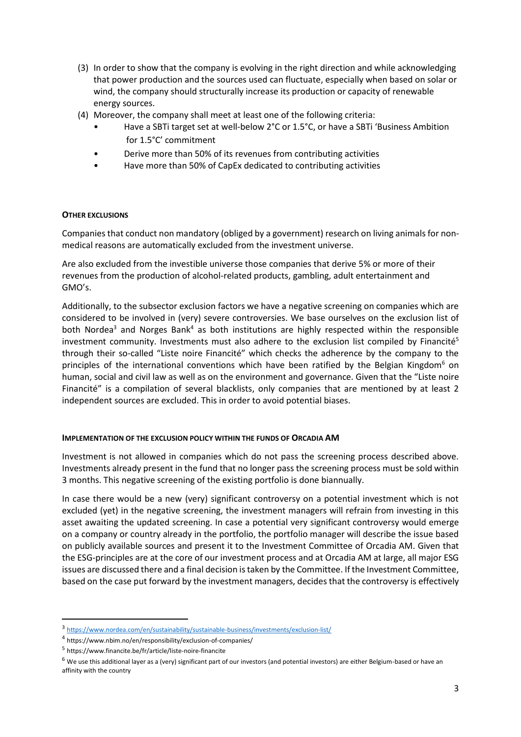(3) In order to show that the company is evolving in the right direction and while acknowledging that power production and the sources used can fluctuate, especially when based on solar or wind, the company should structurally increase its production or capacity of renewable energy sources.

(4) Moreover, the company shall meet at least one of the following criteria:
   - Have a SBTi target set at well-below 2°C or 1.5°C, or have a SBTi 'Business Ambition for 1.5°C' commitment
   - Derive more than 50% of its revenues from contributing activities
   - Have more than 50% of CapEx dedicated to contributing activities

**OTHER EXCLUSIONS**

Companies that conduct non mandatory (obliged by a government) research on living animals for non-medical reasons are automatically excluded from the investment universe.

Are also excluded from the investible universe those companies that derive 5% or more of their revenues from the production of alcohol-related products, gambling, adult entertainment and GMO's.

Additionally, to the subsector exclusion factors we have a negative screening on companies which are considered to be involved in (very) severe controversies. We base ourselves on the exclusion list of both Nordea[3] and Norges Bank[4] as both institutions are highly respected within the responsible investment community. Investments must also adhere to the exclusion list compiled by Financité[5] through their so-called "Liste noire Financité" which checks the adherence by the company to the principles of the international conventions which have been ratified by the Belgian Kingdom[6] on human, social and civil law as well as on the environment and governance. Given that the "Liste noire Financité" is a compilation of several blacklists, only companies that are mentioned by at least 2 independent sources are excluded. This in order to avoid potential biases.

**IMPLEMENTATION OF THE EXCLUSION POLICY WITHIN THE FUNDS OF ORCADIA AM**

Investment is not allowed in companies which do not pass the screening process described above. Investments already present in the fund that no longer pass the screening process must be sold within 3 months. This negative screening of the existing portfolio is done biannually.

In case there would be a new (very) significant controversy on a potential investment which is not excluded (yet) in the negative screening, the investment managers will refrain from investing in this asset awaiting the updated screening. In case a potential very significant controversy would emerge on a company or country already in the portfolio, the portfolio manager will describe the issue based on publicly available sources and present it to the Investment Committee of Orcadia AM. Given that the ESG-principles are at the core of our investment process and at Orcadia AM at large, all major ESG issues are discussed there and a final decision is taken by the Committee. If the Investment Committee, based on the case put forward by the investment managers, decides that the controversy is effectively

---

[3] https://www.nordea.com/en/sustainability/sustainable-business/investments/exclusion-list/

[4] https://www.nbim.no/en/responsibility/exclusion-of-companies/

[5] https://www.financite.be/fr/article/liste-noire-financite

[6] We use this additional layer as a (very) significant part of our investors (and potential investors) are either Belgium-based or have an affinity with the country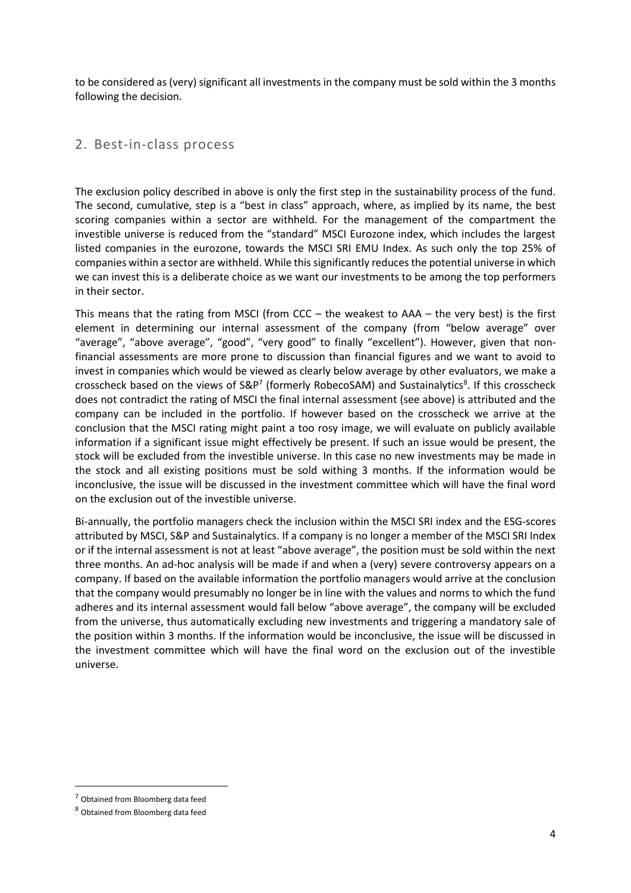to be considered as (very) significant all investments in the company must be sold within the 3 months following the decision.

## 2. Best-in-class process

The exclusion policy described in above is only the first step in the sustainability process of the fund. The second, cumulative, step is a "best in class" approach, where, as implied by its name, the best scoring companies within a sector are withheld. For the management of the compartment the investible universe is reduced from the "standard" MSCI Eurozone index, which includes the largest listed companies in the eurozone, towards the MSCI SRI EMU Index. As such only the top 25% of companies within a sector are withheld. While this significantly reduces the potential universe in which we can invest this is a deliberate choice as we want our investments to be among the top performers in their sector.

This means that the rating from MSCI (from CCC – the weakest to AAA – the very best) is the first element in determining our internal assessment of the company (from "below average" over "average", "above average", "good", "very good" to finally "excellent"). However, given that non-financial assessments are more prone to discussion than financial figures and we want to avoid to invest in companies which would be viewed as clearly below average by other evaluators, we make a crosscheck based on the views of S&P[7] (formerly RobecoSAM) and Sustainalytics[8]. If this crosscheck does not contradict the rating of MSCI the final internal assessment (see above) is attributed and the company can be included in the portfolio. If however based on the crosscheck we arrive at the conclusion that the MSCI rating might paint a too rosy image, we will evaluate on publicly available information if a significant issue might effectively be present. If such an issue would be present, the stock will be excluded from the investible universe. In this case no new investments may be made in the stock and all existing positions must be sold withing 3 months. If the information would be inconclusive, the issue will be discussed in the investment committee which will have the final word on the exclusion out of the investible universe.

Bi-annually, the portfolio managers check the inclusion within the MSCI SRI index and the ESG-scores attributed by MSCI, S&P and Sustainalytics. If a company is no longer a member of the MSCI SRI Index or if the internal assessment is not at least "above average", the position must be sold within the next three months. An ad-hoc analysis will be made if and when a (very) severe controversy appears on a company. If based on the available information the portfolio managers would arrive at the conclusion that the company would presumably no longer be in line with the values and norms to which the fund adheres and its internal assessment would fall below "above average", the company will be excluded from the universe, thus automatically excluding new investments and triggering a mandatory sale of the position within 3 months. If the information would be inconclusive, the issue will be discussed in the investment committee which will have the final word on the exclusion out of the investible universe.

[7] Obtained from Bloomberg data feed

[8] Obtained from Bloomberg data feed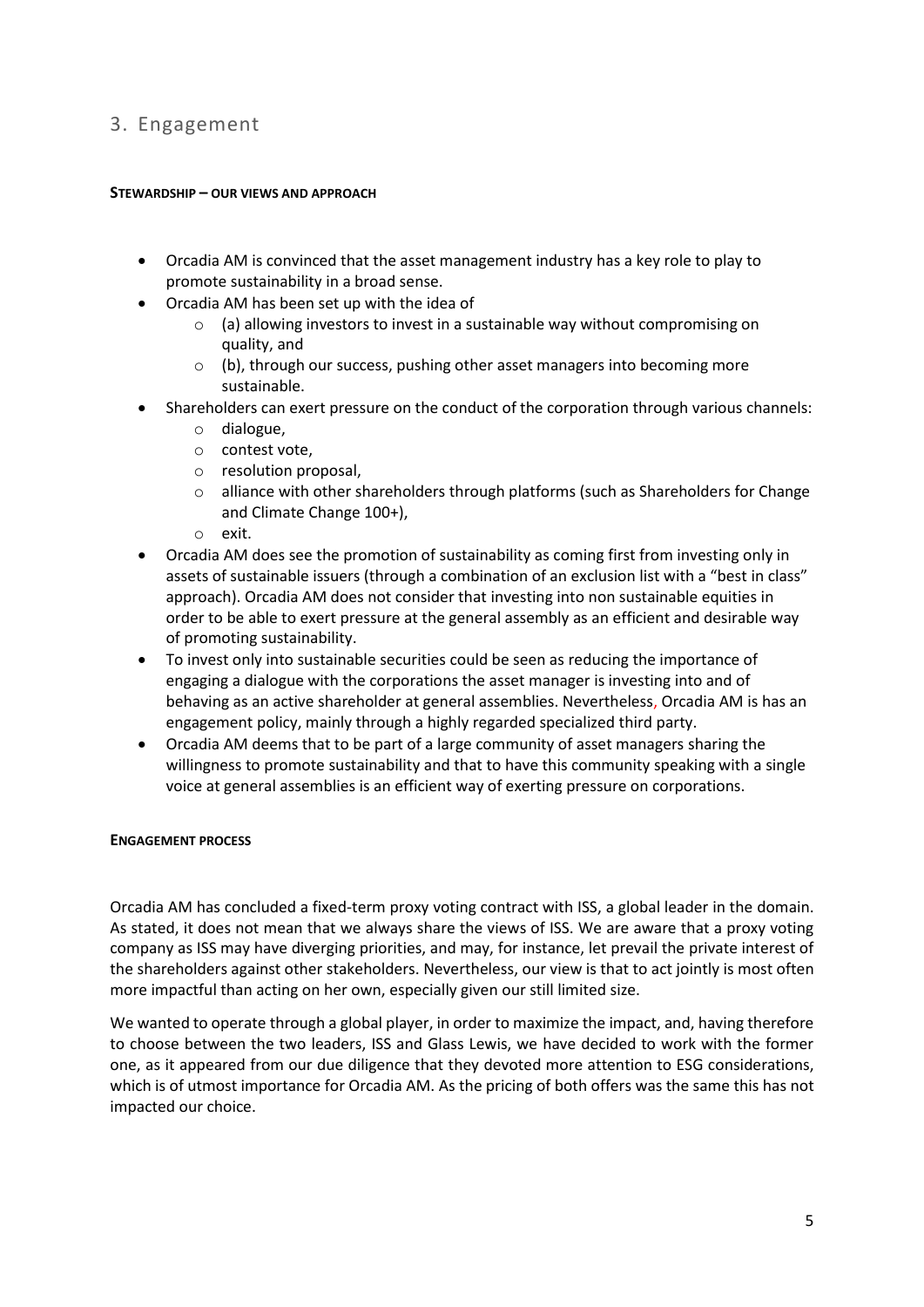## 3. Engagement

**STEWARDSHIP – OUR VIEWS AND APPROACH**

- Orcadia AM is convinced that the asset management industry has a key role to play to promote sustainability in a broad sense.
- Orcadia AM has been set up with the idea of
  - (a) allowing investors to invest in a sustainable way without compromising on quality, and
  - (b), through our success, pushing other asset managers into becoming more sustainable.
- Shareholders can exert pressure on the conduct of the corporation through various channels:
  - dialogue,
  - contest vote,
  - resolution proposal,
  - alliance with other shareholders through platforms (such as Shareholders for Change and Climate Change 100+),
  - exit.
- Orcadia AM does see the promotion of sustainability as coming first from investing only in assets of sustainable issuers (through a combination of an exclusion list with a "best in class" approach). Orcadia AM does not consider that investing into non sustainable equities in order to be able to exert pressure at the general assembly as an efficient and desirable way of promoting sustainability.
- To invest only into sustainable securities could be seen as reducing the importance of engaging a dialogue with the corporations the asset manager is investing into and of behaving as an active shareholder at general assemblies. Nevertheless, Orcadia AM is has an engagement policy, mainly through a highly regarded specialized third party.
- Orcadia AM deems that to be part of a large community of asset managers sharing the willingness to promote sustainability and that to have this community speaking with a single voice at general assemblies is an efficient way of exerting pressure on corporations.

**ENGAGEMENT PROCESS**

Orcadia AM has concluded a fixed-term proxy voting contract with ISS, a global leader in the domain. As stated, it does not mean that we always share the views of ISS. We are aware that a proxy voting company as ISS may have diverging priorities, and may, for instance, let prevail the private interest of the shareholders against other stakeholders. Nevertheless, our view is that to act jointly is most often more impactful than acting on her own, especially given our still limited size.

We wanted to operate through a global player, in order to maximize the impact, and, having therefore to choose between the two leaders, ISS and Glass Lewis, we have decided to work with the former one, as it appeared from our due diligence that they devoted more attention to ESG considerations, which is of utmost importance for Orcadia AM. As the pricing of both offers was the same this has not impacted our choice.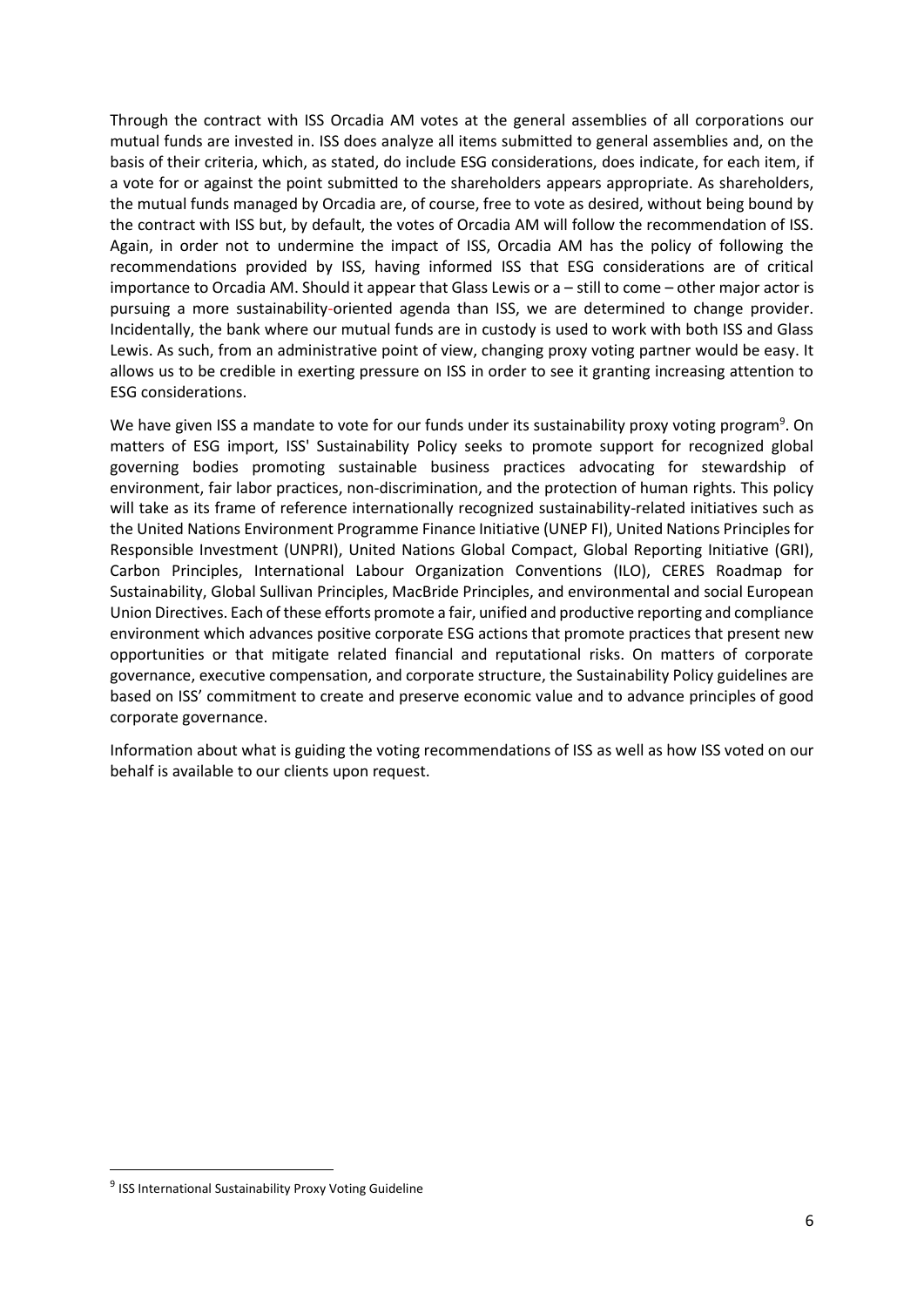Through the contract with ISS Orcadia AM votes at the general assemblies of all corporations our mutual funds are invested in. ISS does analyze all items submitted to general assemblies and, on the basis of their criteria, which, as stated, do include ESG considerations, does indicate, for each item, if a vote for or against the point submitted to the shareholders appears appropriate. As shareholders, the mutual funds managed by Orcadia are, of course, free to vote as desired, without being bound by the contract with ISS but, by default, the votes of Orcadia AM will follow the recommendation of ISS. Again, in order not to undermine the impact of ISS, Orcadia AM has the policy of following the recommendations provided by ISS, having informed ISS that ESG considerations are of critical importance to Orcadia AM. Should it appear that Glass Lewis or a – still to come – other major actor is pursuing a more sustainability-oriented agenda than ISS, we are determined to change provider. Incidentally, the bank where our mutual funds are in custody is used to work with both ISS and Glass Lewis. As such, from an administrative point of view, changing proxy voting partner would be easy. It allows us to be credible in exerting pressure on ISS in order to see it granting increasing attention to ESG considerations.

We have given ISS a mandate to vote for our funds under its sustainability proxy voting program[9]. On matters of ESG import, ISS' Sustainability Policy seeks to promote support for recognized global governing bodies promoting sustainable business practices advocating for stewardship of environment, fair labor practices, non-discrimination, and the protection of human rights. This policy will take as its frame of reference internationally recognized sustainability-related initiatives such as the United Nations Environment Programme Finance Initiative (UNEP FI), United Nations Principles for Responsible Investment (UNPRI), United Nations Global Compact, Global Reporting Initiative (GRI), Carbon Principles, International Labour Organization Conventions (ILO), CERES Roadmap for Sustainability, Global Sullivan Principles, MacBride Principles, and environmental and social European Union Directives. Each of these efforts promote a fair, unified and productive reporting and compliance environment which advances positive corporate ESG actions that promote practices that present new opportunities or that mitigate related financial and reputational risks. On matters of corporate governance, executive compensation, and corporate structure, the Sustainability Policy guidelines are based on ISS' commitment to create and preserve economic value and to advance principles of good corporate governance.

Information about what is guiding the voting recommendations of ISS as well as how ISS voted on our behalf is available to our clients upon request.

[9] ISS International Sustainability Proxy Voting Guideline